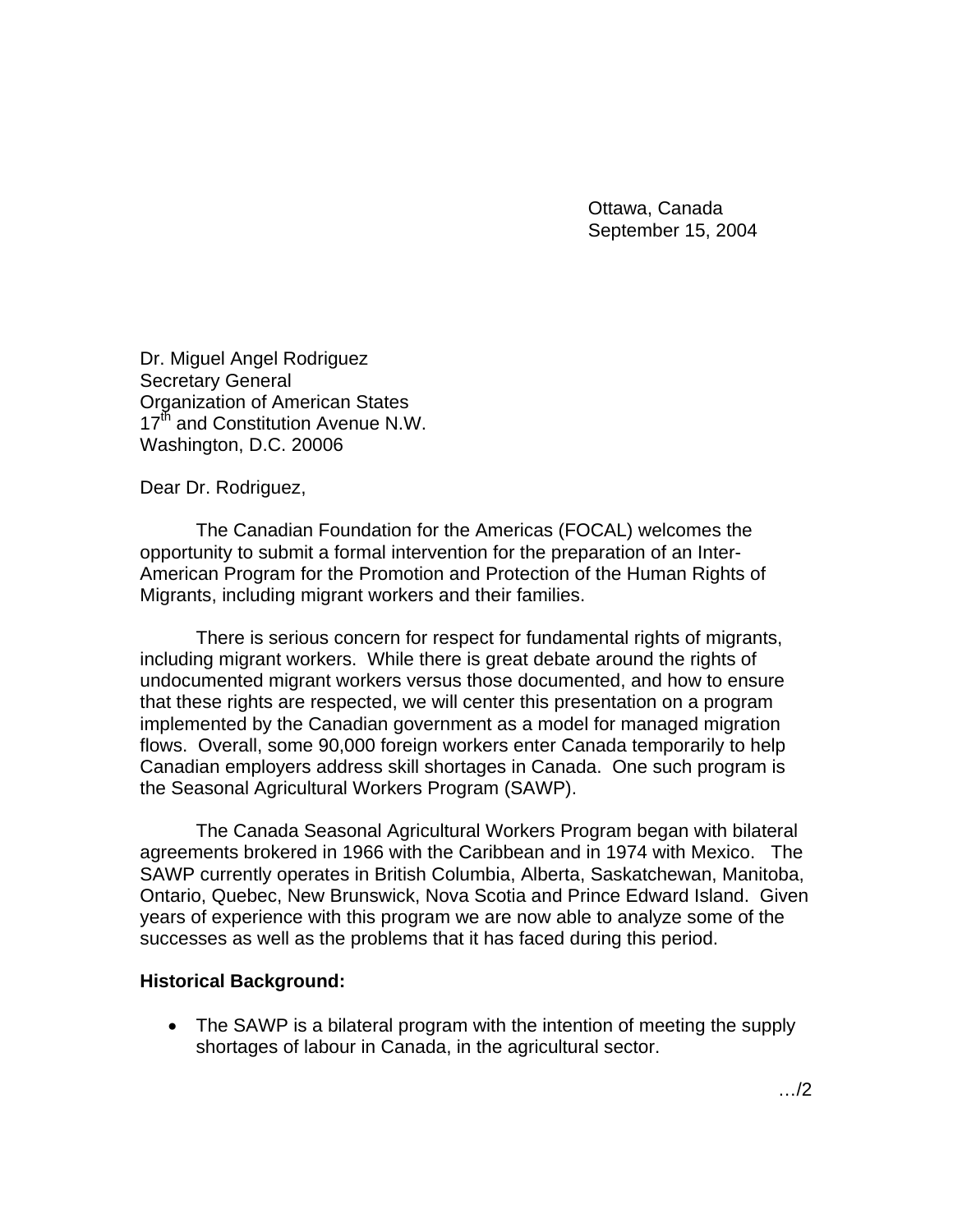Ottawa, Canada
September 15, 2004

Dr. Miguel Angel Rodriguez
Secretary General
Organization of American States
17th and Constitution Avenue N.W.
Washington, D.C. 20006

Dear Dr. Rodriguez,

The Canadian Foundation for the Americas (FOCAL) welcomes the opportunity to submit a formal intervention for the preparation of an Inter-American Program for the Promotion and Protection of the Human Rights of Migrants, including migrant workers and their families.

There is serious concern for respect for fundamental rights of migrants, including migrant workers. While there is great debate around the rights of undocumented migrant workers versus those documented, and how to ensure that these rights are respected, we will center this presentation on a program implemented by the Canadian government as a model for managed migration flows. Overall, some 90,000 foreign workers enter Canada temporarily to help Canadian employers address skill shortages in Canada. One such program is the Seasonal Agricultural Workers Program (SAWP).

The Canada Seasonal Agricultural Workers Program began with bilateral agreements brokered in 1966 with the Caribbean and in 1974 with Mexico. The SAWP currently operates in British Columbia, Alberta, Saskatchewan, Manitoba, Ontario, Quebec, New Brunswick, Nova Scotia and Prince Edward Island. Given years of experience with this program we are now able to analyze some of the successes as well as the problems that it has faced during this period.

**Historical Background:**

- The SAWP is a bilateral program with the intention of meeting the supply shortages of labour in Canada, in the agricultural sector.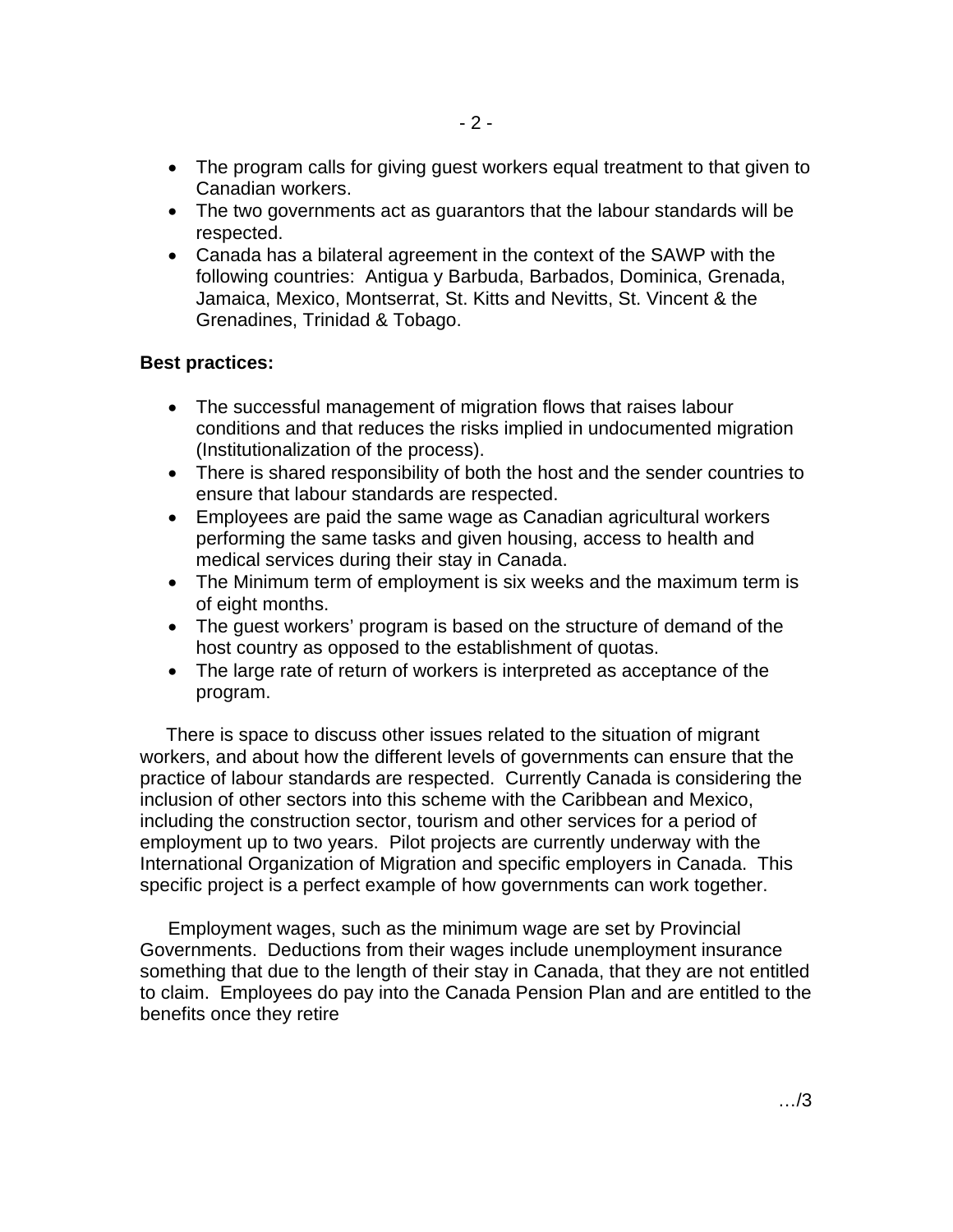- The program calls for giving guest workers equal treatment to that given to Canadian workers.
- The two governments act as guarantors that the labour standards will be respected.
- Canada has a bilateral agreement in the context of the SAWP with the following countries: Antigua y Barbuda, Barbados, Dominica, Grenada, Jamaica, Mexico, Montserrat, St. Kitts and Nevitts, St. Vincent & the Grenadines, Trinidad & Tobago.

**Best practices:**

- The successful management of migration flows that raises labour conditions and that reduces the risks implied in undocumented migration (Institutionalization of the process).
- There is shared responsibility of both the host and the sender countries to ensure that labour standards are respected.
- Employees are paid the same wage as Canadian agricultural workers performing the same tasks and given housing, access to health and medical services during their stay in Canada.
- The Minimum term of employment is six weeks and the maximum term is of eight months.
- The guest workers' program is based on the structure of demand of the host country as opposed to the establishment of quotas.
- The large rate of return of workers is interpreted as acceptance of the program.

There is space to discuss other issues related to the situation of migrant workers, and about how the different levels of governments can ensure that the practice of labour standards are respected. Currently Canada is considering the inclusion of other sectors into this scheme with the Caribbean and Mexico, including the construction sector, tourism and other services for a period of employment up to two years. Pilot projects are currently underway with the International Organization of Migration and specific employers in Canada. This specific project is a perfect example of how governments can work together.

Employment wages, such as the minimum wage are set by Provincial Governments. Deductions from their wages include unemployment insurance something that due to the length of their stay in Canada, that they are not entitled to claim. Employees do pay into the Canada Pension Plan and are entitled to the benefits once they retire

…/3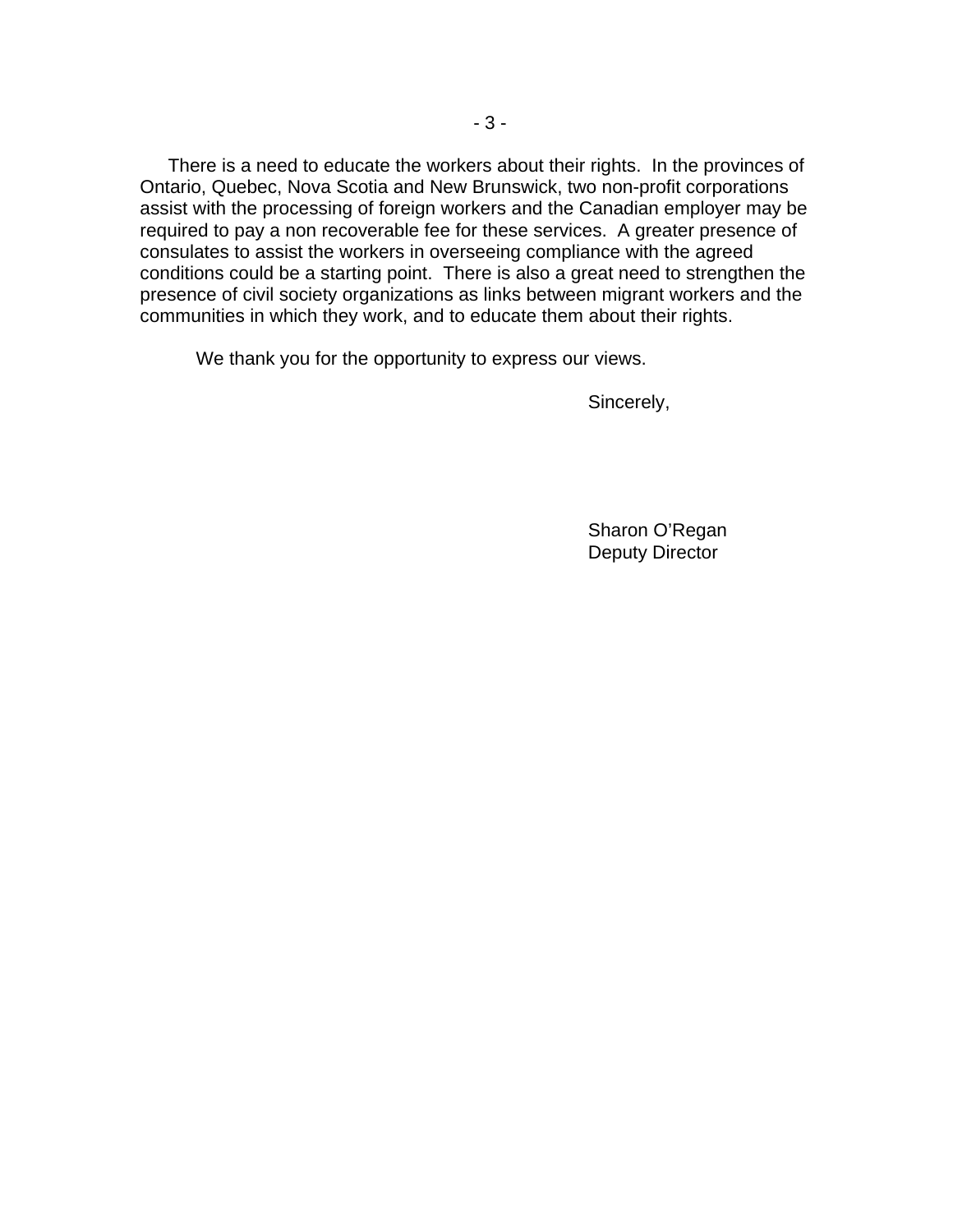There is a need to educate the workers about their rights. In the provinces of Ontario, Quebec, Nova Scotia and New Brunswick, two non-profit corporations assist with the processing of foreign workers and the Canadian employer may be required to pay a non recoverable fee for these services. A greater presence of consulates to assist the workers in overseeing compliance with the agreed conditions could be a starting point. There is also a great need to strengthen the presence of civil society organizations as links between migrant workers and the communities in which they work, and to educate them about their rights.

We thank you for the opportunity to express our views.

Sincerely,

Sharon O'Regan
Deputy Director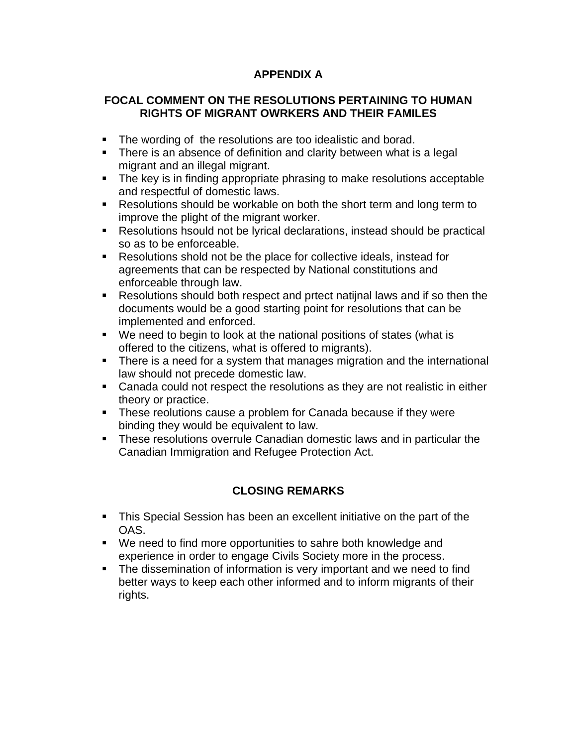# APPENDIX A

## FOCAL COMMENT ON THE RESOLUTIONS PERTAINING TO HUMAN RIGHTS OF MIGRANT OWRKERS AND THEIR FAMILES

- The wording of the resolutions are too idealistic and borad.
- There is an absence of definition and clarity between what is a legal migrant and an illegal migrant.
- The key is in finding appropriate phrasing to make resolutions acceptable and respectful of domestic laws.
- Resolutions should be workable on both the short term and long term to improve the plight of the migrant worker.
- Resolutions hsould not be lyrical declarations, instead should be practical so as to be enforceable.
- Resolutions shold not be the place for collective ideals, instead for agreements that can be respected by National constitutions and enforceable through law.
- Resolutions should both respect and prtect natijnal laws and if so then the documents would be a good starting point for resolutions that can be implemented and enforced.
- We need to begin to look at the national positions of states (what is offered to the citizens, what is offered to migrants).
- There is a need for a system that manages migration and the international law should not precede domestic law.
- Canada could not respect the resolutions as they are not realistic in either theory or practice.
- These reolutions cause a problem for Canada because if they were binding they would be equivalent to law.
- These resolutions overrule Canadian domestic laws and in particular the Canadian Immigration and Refugee Protection Act.

## CLOSING REMARKS

- This Special Session has been an excellent initiative on the part of the OAS.
- We need to find more opportunities to sahre both knowledge and experience in order to engage Civils Society more in the process.
- The dissemination of information is very important and we need to find better ways to keep each other informed and to inform migrants of their rights.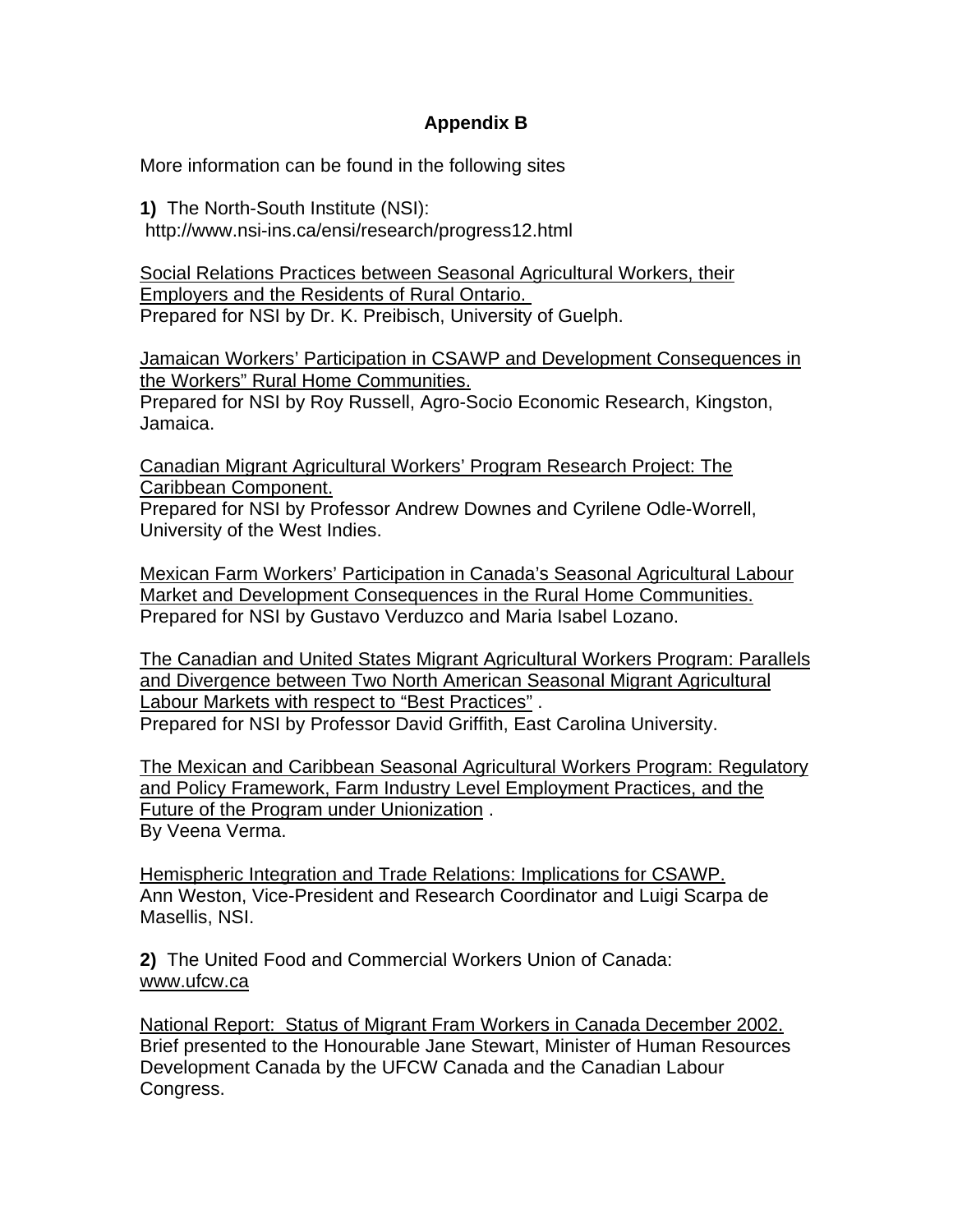# Appendix B

More information can be found in the following sites

**1)** The North-South Institute (NSI):
http://www.nsi-ins.ca/ensi/research/progress12.html

<u>Social Relations Practices between Seasonal Agricultural Workers, their Employers and the Residents of Rural Ontario.</u>
Prepared for NSI by Dr. K. Preibisch, University of Guelph.

<u>Jamaican Workers' Participation in CSAWP and Development Consequences in the Workers" Rural Home Communities.</u>
Prepared for NSI by Roy Russell, Agro-Socio Economic Research, Kingston, Jamaica.

<u>Canadian Migrant Agricultural Workers' Program Research Project: The Caribbean Component.</u>
Prepared for NSI by Professor Andrew Downes and Cyrilene Odle-Worrell, University of the West Indies.

<u>Mexican Farm Workers' Participation in Canada's Seasonal Agricultural Labour Market and Development Consequences in the Rural Home Communities.</u>
Prepared for NSI by Gustavo Verduzco and Maria Isabel Lozano.

<u>The Canadian and United States Migrant Agricultural Workers Program: Parallels and Divergence between Two North American Seasonal Migrant Agricultural Labour Markets with respect to "Best Practices"</u> .
Prepared for NSI by Professor David Griffith, East Carolina University.

<u>The Mexican and Caribbean Seasonal Agricultural Workers Program: Regulatory and Policy Framework, Farm Industry Level Employment Practices, and the Future of the Program under Unionization</u> .
By Veena Verma.

<u>Hemispheric Integration and Trade Relations: Implications for CSAWP.</u>
Ann Weston, Vice-President and Research Coordinator and Luigi Scarpa de Masellis, NSI.

**2)** The United Food and Commercial Workers Union of Canada:
<u>www.ufcw.ca</u>

<u>National Report: Status of Migrant Fram Workers in Canada December 2002.</u>
Brief presented to the Honourable Jane Stewart, Minister of Human Resources Development Canada by the UFCW Canada and the Canadian Labour Congress.